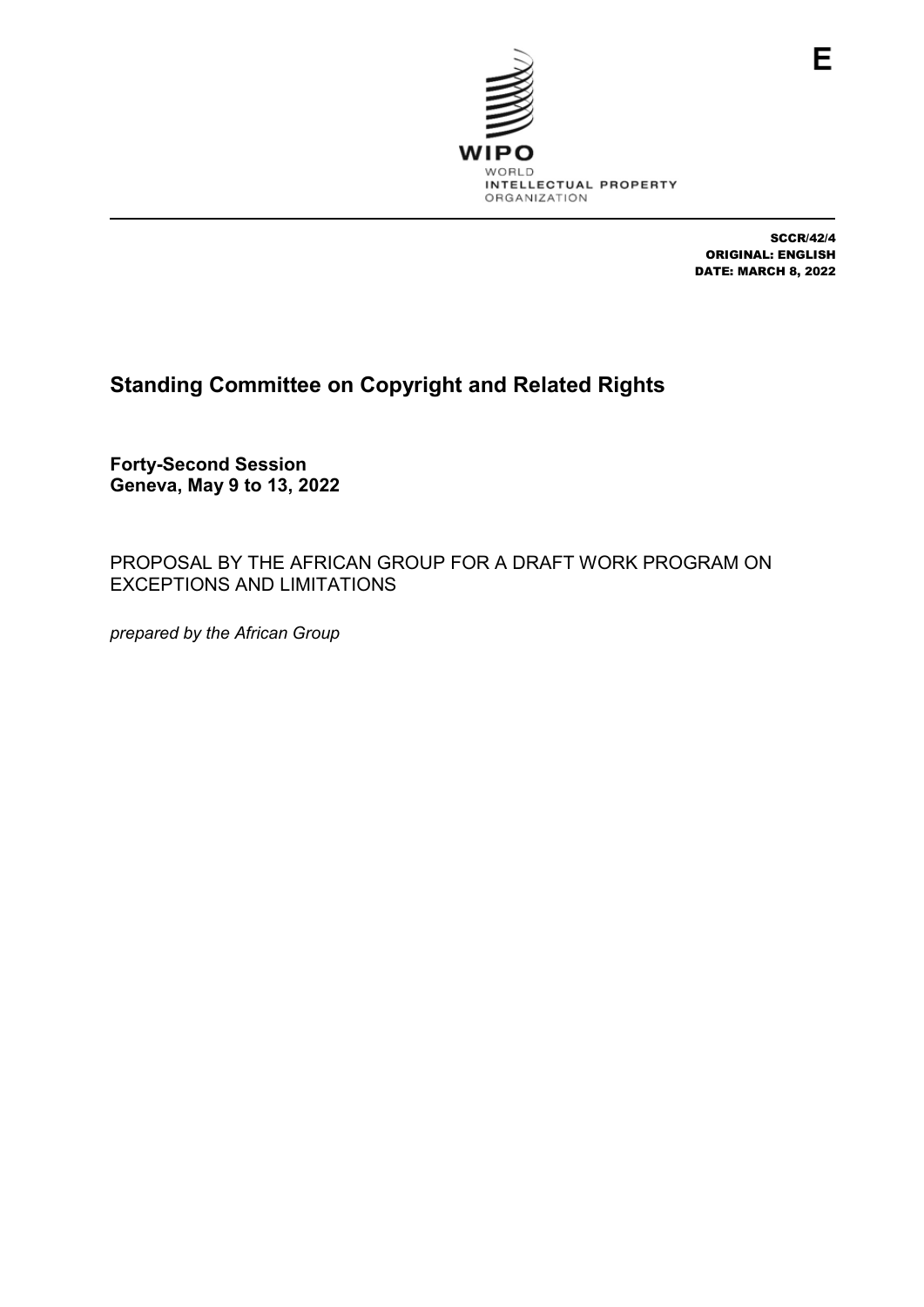E

WIPO
WORLD
INTELLECTUAL PROPERTY
ORGANIZATION

SCCR/42/4
ORIGINAL: ENGLISH
DATE: MARCH 8, 2022

# Standing Committee on Copyright and Related Rights

**Forty-Second Session**
**Geneva, May 9 to 13, 2022**

PROPOSAL BY THE AFRICAN GROUP FOR A DRAFT WORK PROGRAM ON EXCEPTIONS AND LIMITATIONS

*prepared by the African Group*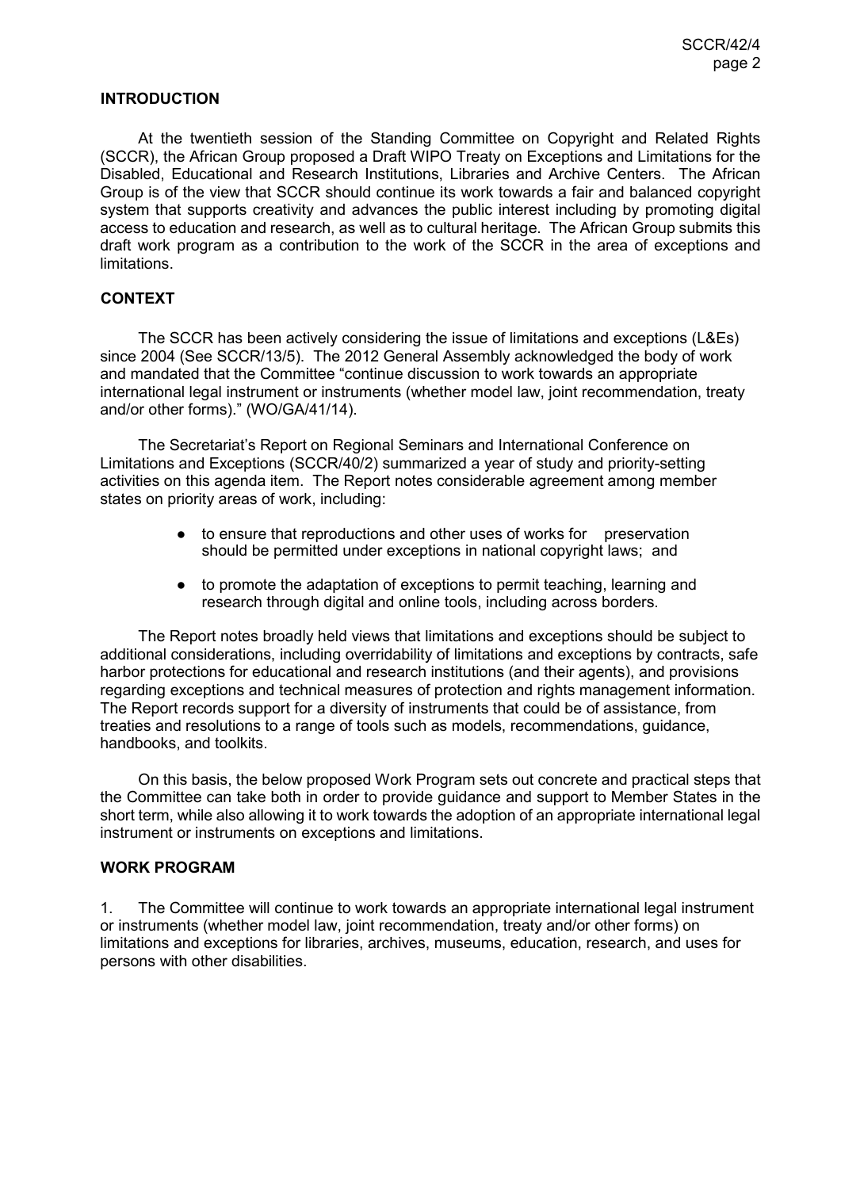## INTRODUCTION

At the twentieth session of the Standing Committee on Copyright and Related Rights (SCCR), the African Group proposed a Draft WIPO Treaty on Exceptions and Limitations for the Disabled, Educational and Research Institutions, Libraries and Archive Centers. The African Group is of the view that SCCR should continue its work towards a fair and balanced copyright system that supports creativity and advances the public interest including by promoting digital access to education and research, as well as to cultural heritage. The African Group submits this draft work program as a contribution to the work of the SCCR in the area of exceptions and limitations.

## CONTEXT

The SCCR has been actively considering the issue of limitations and exceptions (L&Es) since 2004 (See SCCR/13/5). The 2012 General Assembly acknowledged the body of work and mandated that the Committee "continue discussion to work towards an appropriate international legal instrument or instruments (whether model law, joint recommendation, treaty and/or other forms)." (WO/GA/41/14).

The Secretariat's Report on Regional Seminars and International Conference on Limitations and Exceptions (SCCR/40/2) summarized a year of study and priority-setting activities on this agenda item. The Report notes considerable agreement among member states on priority areas of work, including:

- to ensure that reproductions and other uses of works for preservation should be permitted under exceptions in national copyright laws; and
- to promote the adaptation of exceptions to permit teaching, learning and research through digital and online tools, including across borders.

The Report notes broadly held views that limitations and exceptions should be subject to additional considerations, including overridability of limitations and exceptions by contracts, safe harbor protections for educational and research institutions (and their agents), and provisions regarding exceptions and technical measures of protection and rights management information. The Report records support for a diversity of instruments that could be of assistance, from treaties and resolutions to a range of tools such as models, recommendations, guidance, handbooks, and toolkits.

On this basis, the below proposed Work Program sets out concrete and practical steps that the Committee can take both in order to provide guidance and support to Member States in the short term, while also allowing it to work towards the adoption of an appropriate international legal instrument or instruments on exceptions and limitations.

## WORK PROGRAM

1. The Committee will continue to work towards an appropriate international legal instrument or instruments (whether model law, joint recommendation, treaty and/or other forms) on limitations and exceptions for libraries, archives, museums, education, research, and uses for persons with other disabilities.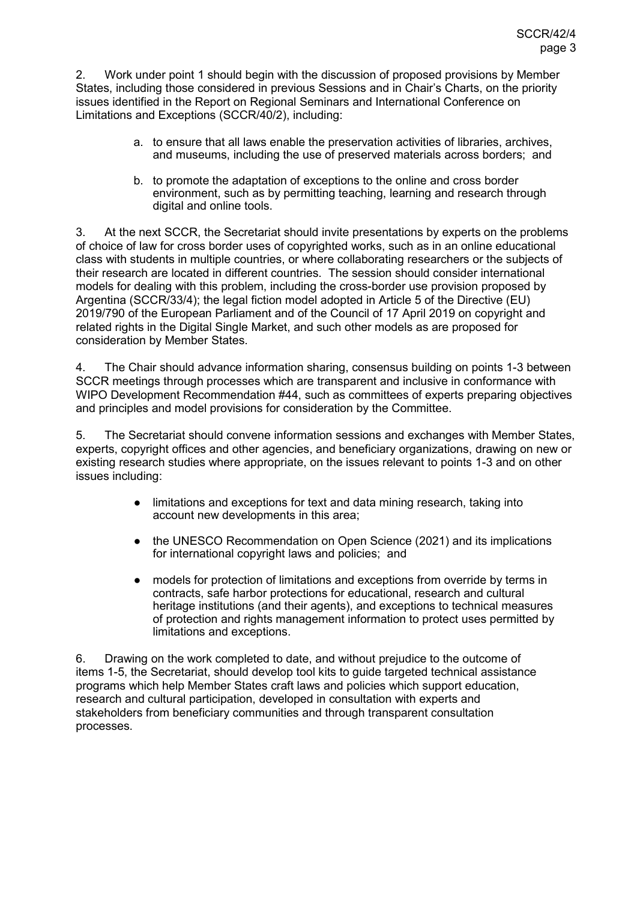2. Work under point 1 should begin with the discussion of proposed provisions by Member States, including those considered in previous Sessions and in Chair's Charts, on the priority issues identified in the Report on Regional Seminars and International Conference on Limitations and Exceptions (SCCR/40/2), including:

   a. to ensure that all laws enable the preservation activities of libraries, archives, and museums, including the use of preserved materials across borders; and

   b. to promote the adaptation of exceptions to the online and cross border environment, such as by permitting teaching, learning and research through digital and online tools.

3. At the next SCCR, the Secretariat should invite presentations by experts on the problems of choice of law for cross border uses of copyrighted works, such as in an online educational class with students in multiple countries, or where collaborating researchers or the subjects of their research are located in different countries. The session should consider international models for dealing with this problem, including the cross-border use provision proposed by Argentina (SCCR/33/4); the legal fiction model adopted in Article 5 of the Directive (EU) 2019/790 of the European Parliament and of the Council of 17 April 2019 on copyright and related rights in the Digital Single Market, and such other models as are proposed for consideration by Member States.

4. The Chair should advance information sharing, consensus building on points 1-3 between SCCR meetings through processes which are transparent and inclusive in conformance with WIPO Development Recommendation #44, such as committees of experts preparing objectives and principles and model provisions for consideration by the Committee.

5. The Secretariat should convene information sessions and exchanges with Member States, experts, copyright offices and other agencies, and beneficiary organizations, drawing on new or existing research studies where appropriate, on the issues relevant to points 1-3 and on other issues including:

- limitations and exceptions for text and data mining research, taking into account new developments in this area;
- the UNESCO Recommendation on Open Science (2021) and its implications for international copyright laws and policies; and
- models for protection of limitations and exceptions from override by terms in contracts, safe harbor protections for educational, research and cultural heritage institutions (and their agents), and exceptions to technical measures of protection and rights management information to protect uses permitted by limitations and exceptions.

6. Drawing on the work completed to date, and without prejudice to the outcome of items 1-5, the Secretariat, should develop tool kits to guide targeted technical assistance programs which help Member States craft laws and policies which support education, research and cultural participation, developed in consultation with experts and stakeholders from beneficiary communities and through transparent consultation processes.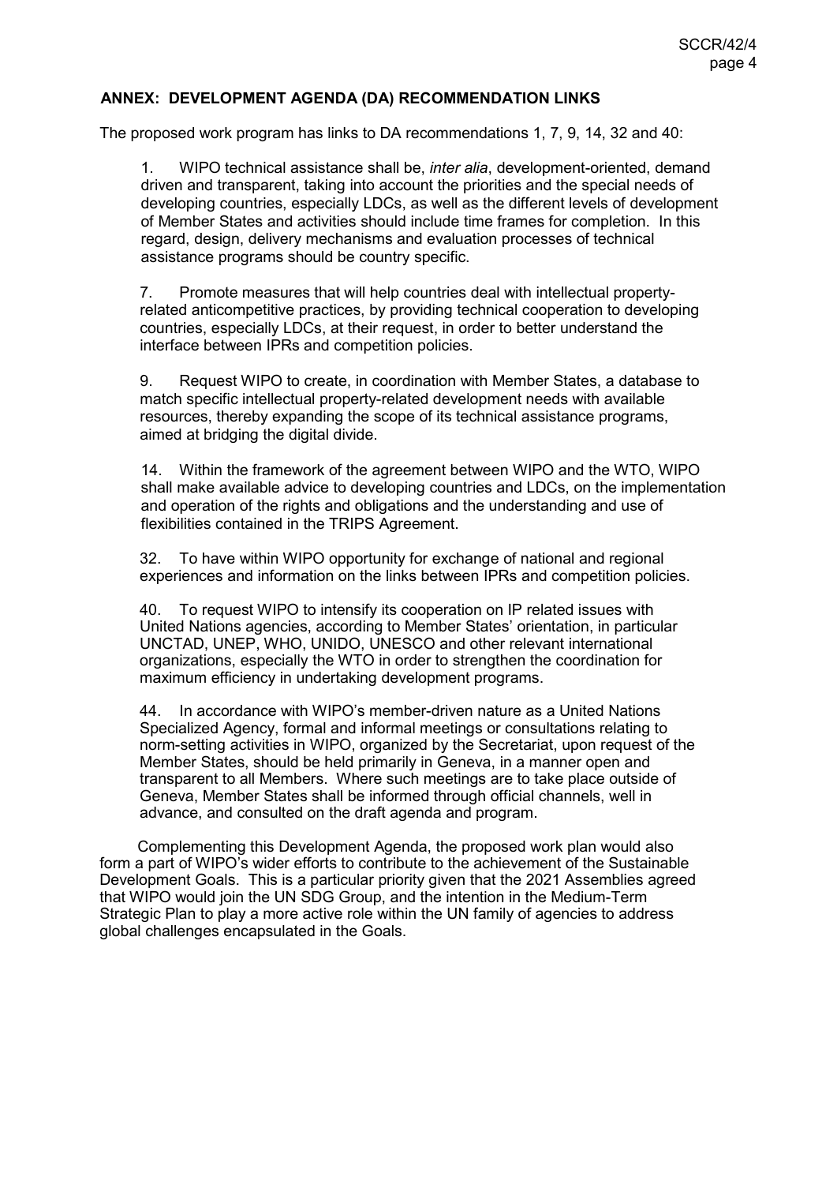## ANNEX: DEVELOPMENT AGENDA (DA) RECOMMENDATION LINKS

The proposed work program has links to DA recommendations 1, 7, 9, 14, 32 and 40:

1. WIPO technical assistance shall be, *inter alia*, development-oriented, demand driven and transparent, taking into account the priorities and the special needs of developing countries, especially LDCs, as well as the different levels of development of Member States and activities should include time frames for completion. In this regard, design, delivery mechanisms and evaluation processes of technical assistance programs should be country specific.

7. Promote measures that will help countries deal with intellectual property-related anticompetitive practices, by providing technical cooperation to developing countries, especially LDCs, at their request, in order to better understand the interface between IPRs and competition policies.

9. Request WIPO to create, in coordination with Member States, a database to match specific intellectual property-related development needs with available resources, thereby expanding the scope of its technical assistance programs, aimed at bridging the digital divide.

14. Within the framework of the agreement between WIPO and the WTO, WIPO shall make available advice to developing countries and LDCs, on the implementation and operation of the rights and obligations and the understanding and use of flexibilities contained in the TRIPS Agreement.

32. To have within WIPO opportunity for exchange of national and regional experiences and information on the links between IPRs and competition policies.

40. To request WIPO to intensify its cooperation on IP related issues with United Nations agencies, according to Member States' orientation, in particular UNCTAD, UNEP, WHO, UNIDO, UNESCO and other relevant international organizations, especially the WTO in order to strengthen the coordination for maximum efficiency in undertaking development programs.

44. In accordance with WIPO's member-driven nature as a United Nations Specialized Agency, formal and informal meetings or consultations relating to norm-setting activities in WIPO, organized by the Secretariat, upon request of the Member States, should be held primarily in Geneva, in a manner open and transparent to all Members. Where such meetings are to take place outside of Geneva, Member States shall be informed through official channels, well in advance, and consulted on the draft agenda and program.

Complementing this Development Agenda, the proposed work plan would also form a part of WIPO's wider efforts to contribute to the achievement of the Sustainable Development Goals. This is a particular priority given that the 2021 Assemblies agreed that WIPO would join the UN SDG Group, and the intention in the Medium-Term Strategic Plan to play a more active role within the UN family of agencies to address global challenges encapsulated in the Goals.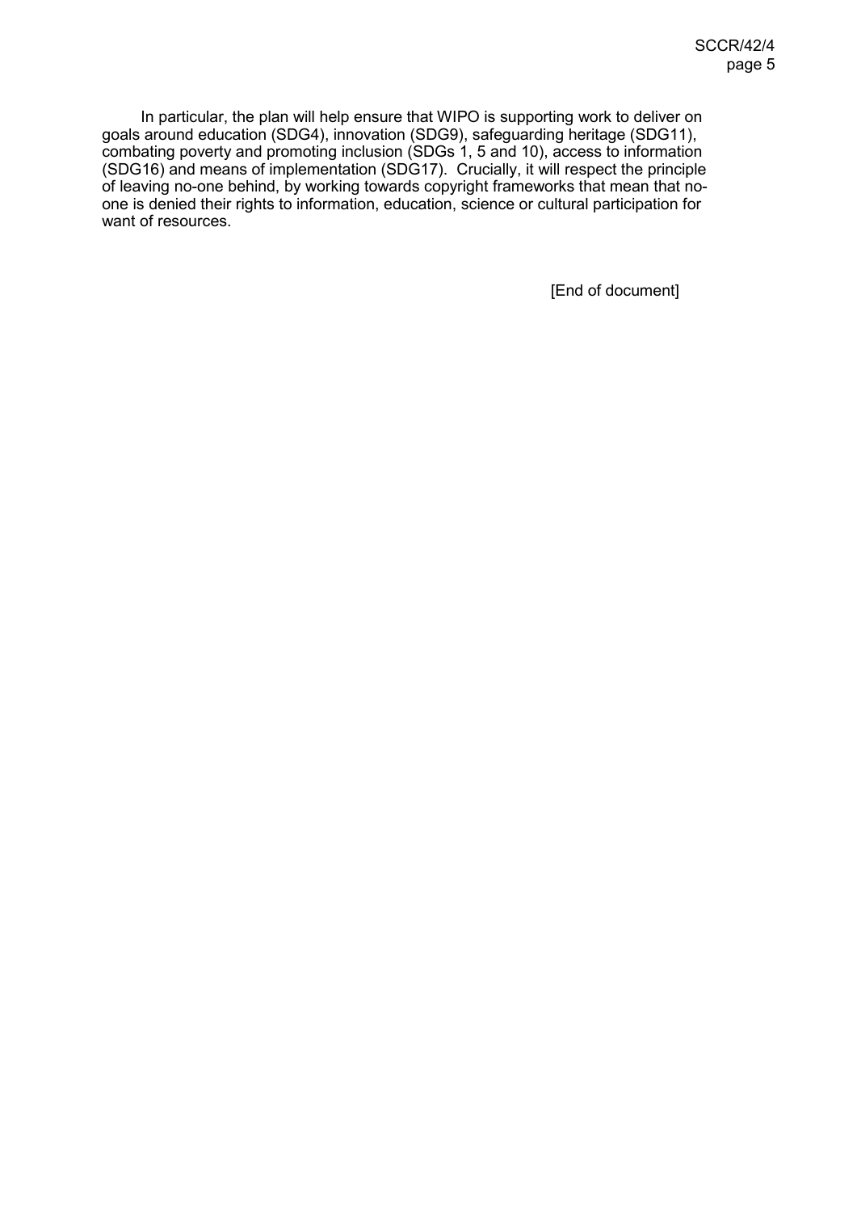In particular, the plan will help ensure that WIPO is supporting work to deliver on goals around education (SDG4), innovation (SDG9), safeguarding heritage (SDG11), combating poverty and promoting inclusion (SDGs 1, 5 and 10), access to information (SDG16) and means of implementation (SDG17). Crucially, it will respect the principle of leaving no-one behind, by working towards copyright frameworks that mean that no-one is denied their rights to information, education, science or cultural participation for want of resources.

[End of document]